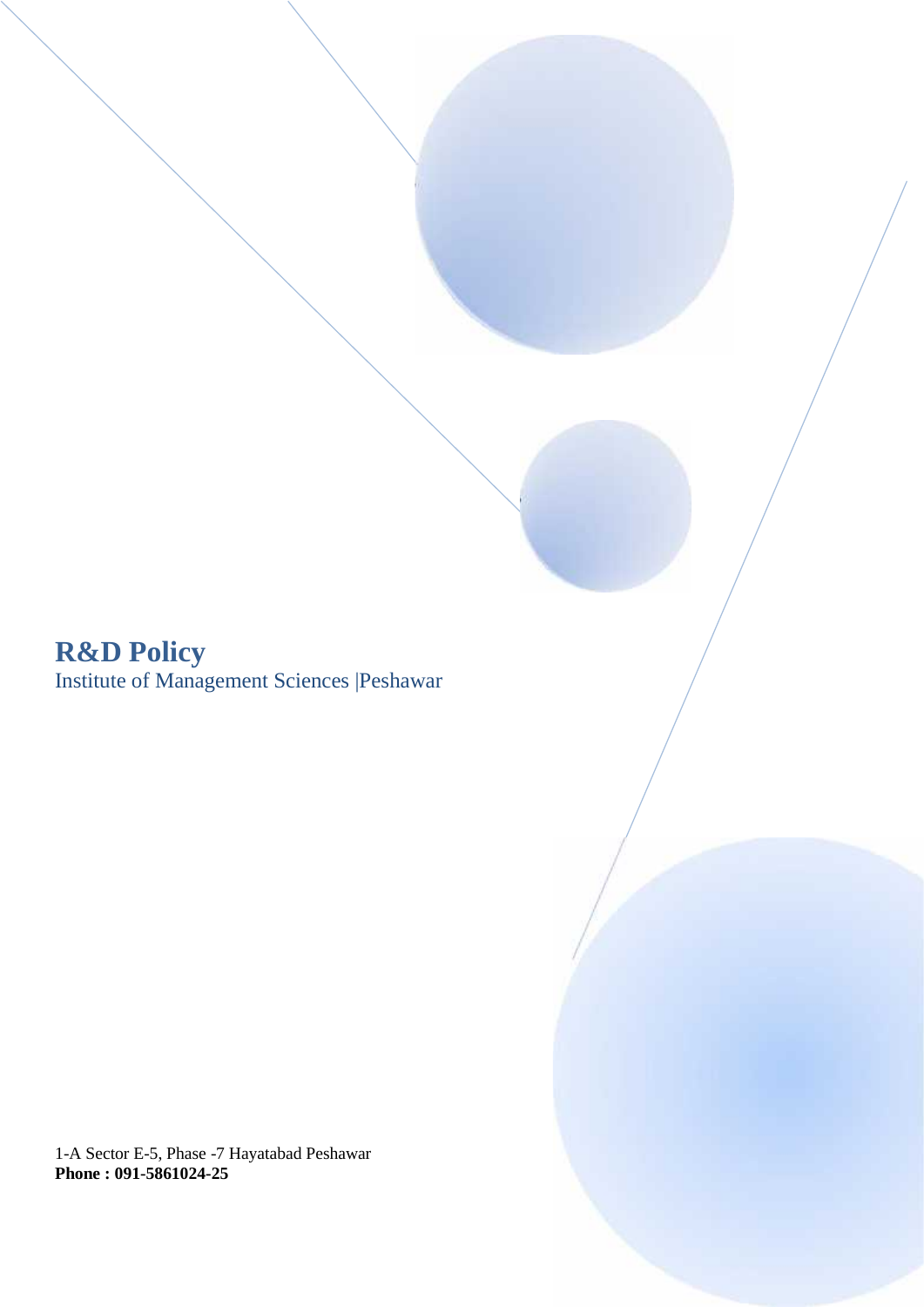# R&D Policy

Institute of Management Sciences |Peshawar

1-A Sector E-5, Phase -7 Hayatabad Peshawar

**Phone : 091-5861024-25**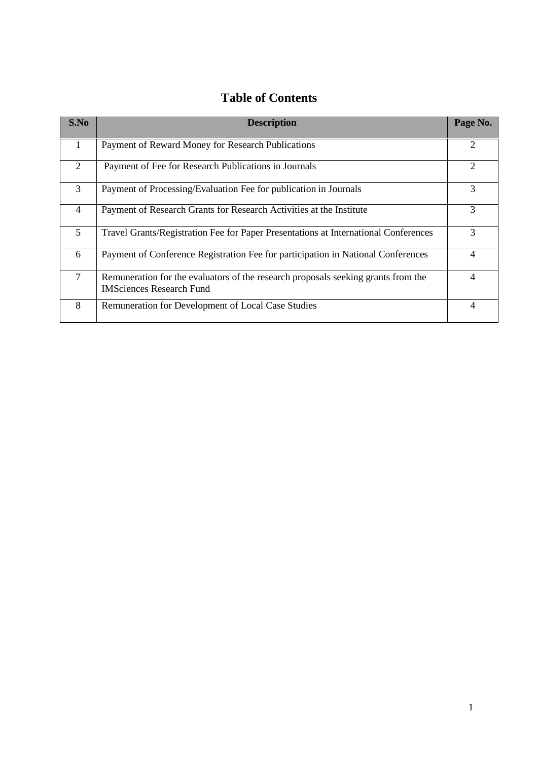# Table of Contents

| S.No | Description | Page No. |
|---|---|---|
| 1 | Payment of Reward Money for Research Publications | 2 |
| 2 | Payment of Fee for Research Publications in Journals | 2 |
| 3 | Payment of Processing/Evaluation Fee for publication in Journals | 3 |
| 4 | Payment of Research Grants for Research Activities at the Institute | 3 |
| 5 | Travel Grants/Registration Fee for Paper Presentations at International Conferences | 3 |
| 6 | Payment of Conference Registration Fee for participation in National Conferences | 4 |
| 7 | Remuneration for the evaluators of the research proposals seeking grants from the IMSciences Research Fund | 4 |
| 8 | Remuneration for Development of Local Case Studies | 4 |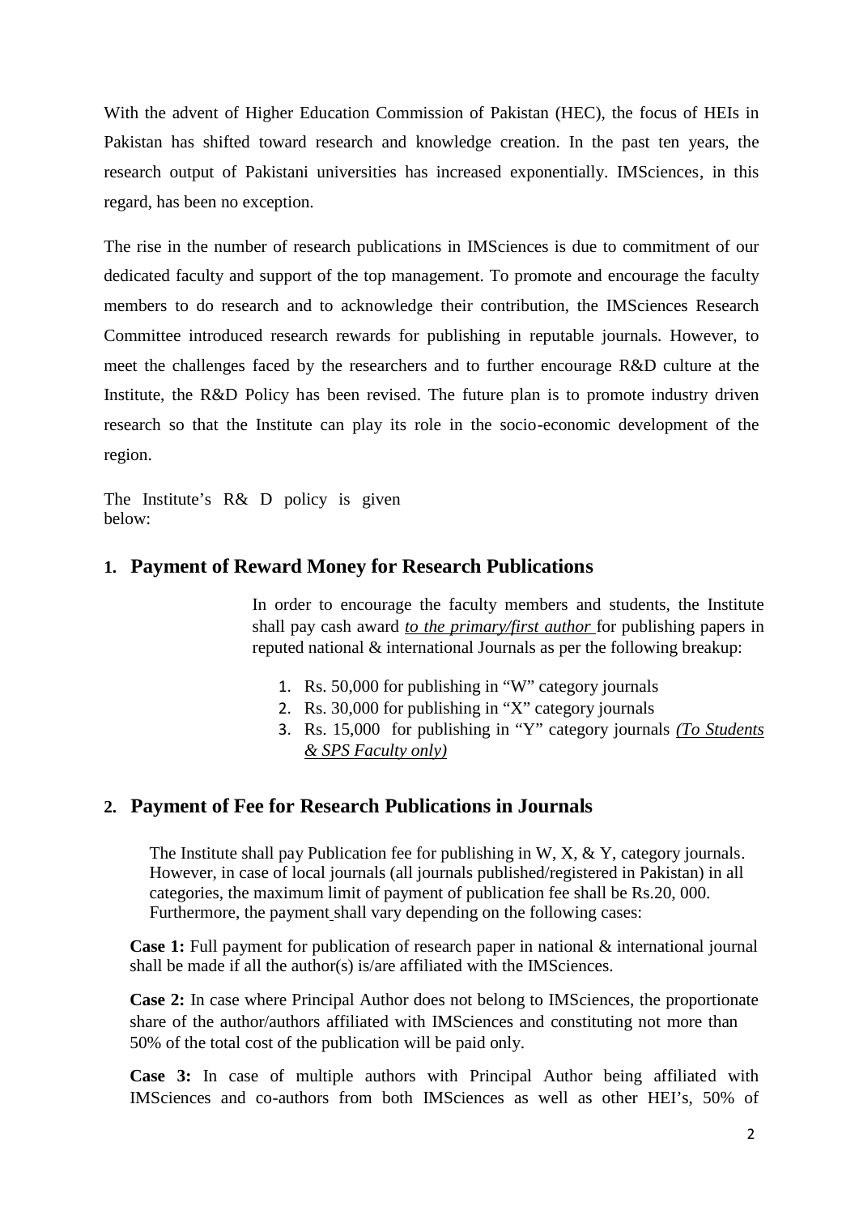With the advent of Higher Education Commission of Pakistan (HEC), the focus of HEIs in Pakistan has shifted toward research and knowledge creation. In the past ten years, the research output of Pakistani universities has increased exponentially. IMSciences, in this regard, has been no exception.

The rise in the number of research publications in IMSciences is due to commitment of our dedicated faculty and support of the top management. To promote and encourage the faculty members to do research and to acknowledge their contribution, the IMSciences Research Committee introduced research rewards for publishing in reputable journals. However, to meet the challenges faced by the researchers and to further encourage R&D culture at the Institute, the R&D Policy has been revised. The future plan is to promote industry driven research so that the Institute can play its role in the socio-economic development of the region.

The Institute's R& D policy is given below:

## 1. Payment of Reward Money for Research Publications

In order to encourage the faculty members and students, the Institute shall pay cash award ***to the primary/first author*** for publishing papers in reputed national & international Journals as per the following breakup:

1. Rs. 50,000 for publishing in "W" category journals
2. Rs. 30,000 for publishing in "X" category journals
3. Rs. 15,000 for publishing in "Y" category journals ***(To Students & SPS Faculty only)***

## 2. Payment of Fee for Research Publications in Journals

The Institute shall pay Publication fee for publishing in W, X, & Y, category journals. However, in case of local journals (all journals published/registered in Pakistan) in all categories, the maximum limit of payment of publication fee shall be Rs.20, 000. Furthermore, the payment shall vary depending on the following cases:

**Case 1:** Full payment for publication of research paper in national & international journal shall be made if all the author(s) is/are affiliated with the IMSciences.

**Case 2:** In case where Principal Author does not belong to IMSciences, the proportionate share of the author/authors affiliated with IMSciences and constituting not more than 50% of the total cost of the publication will be paid only.

**Case 3:** In case of multiple authors with Principal Author being affiliated with IMSciences and co-authors from both IMSciences as well as other HEI's, 50% of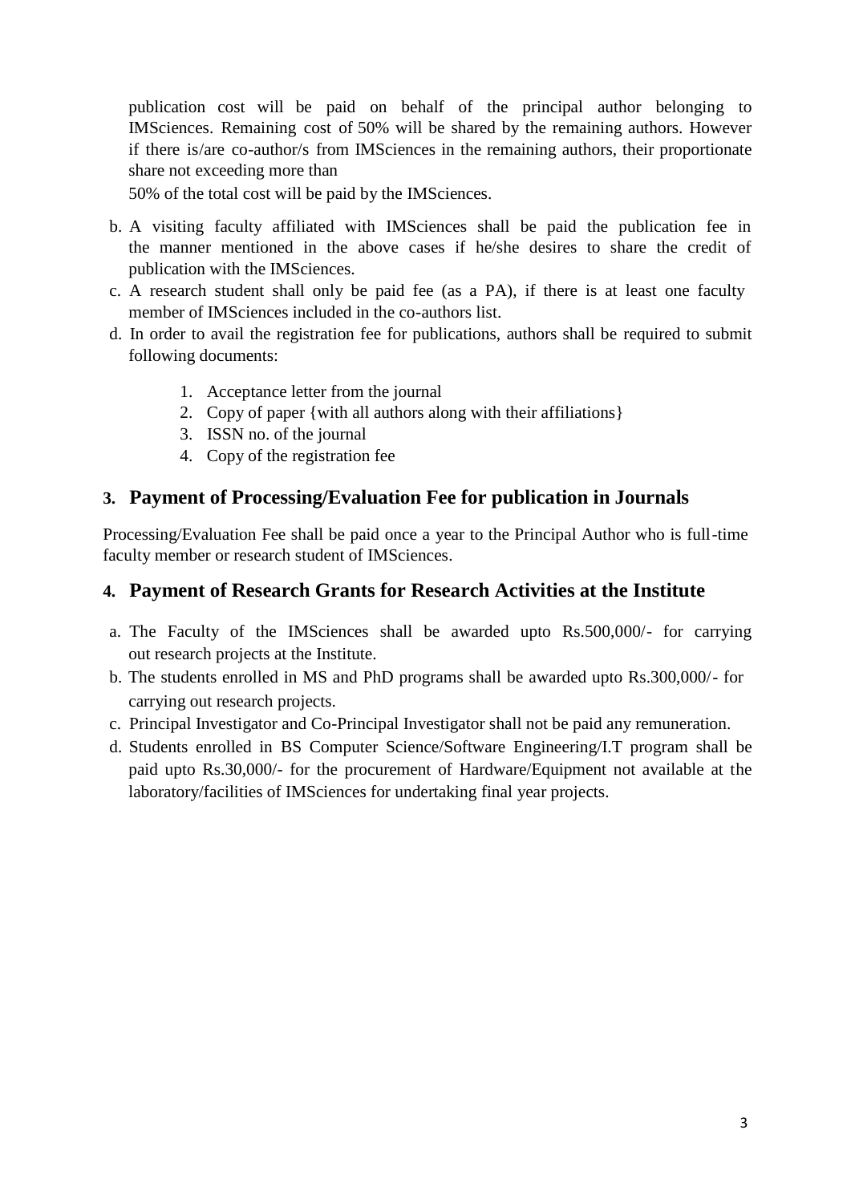publication cost will be paid on behalf of the principal author belonging to IMSciences. Remaining cost of 50% will be shared by the remaining authors. However if there is/are co-author/s from IMSciences in the remaining authors, their proportionate share not exceeding more than 50% of the total cost will be paid by the IMSciences.

b. A visiting faculty affiliated with IMSciences shall be paid the publication fee in the manner mentioned in the above cases if he/she desires to share the credit of publication with the IMSciences.
c. A research student shall only be paid fee (as a PA), if there is at least one faculty member of IMSciences included in the co-authors list.
d. In order to avail the registration fee for publications, authors shall be required to submit following documents:

    1. Acceptance letter from the journal
    2. Copy of paper {with all authors along with their affiliations}
    3. ISSN no. of the journal
    4. Copy of the registration fee

## 3. Payment of Processing/Evaluation Fee for publication in Journals

Processing/Evaluation Fee shall be paid once a year to the Principal Author who is full-time faculty member or research student of IMSciences.

## 4. Payment of Research Grants for Research Activities at the Institute

a. The Faculty of the IMSciences shall be awarded upto Rs.500,000/- for carrying out research projects at the Institute.
b. The students enrolled in MS and PhD programs shall be awarded upto Rs.300,000/- for carrying out research projects.
c. Principal Investigator and Co-Principal Investigator shall not be paid any remuneration.
d. Students enrolled in BS Computer Science/Software Engineering/I.T program shall be paid upto Rs.30,000/- for the procurement of Hardware/Equipment not available at the laboratory/facilities of IMSciences for undertaking final year projects.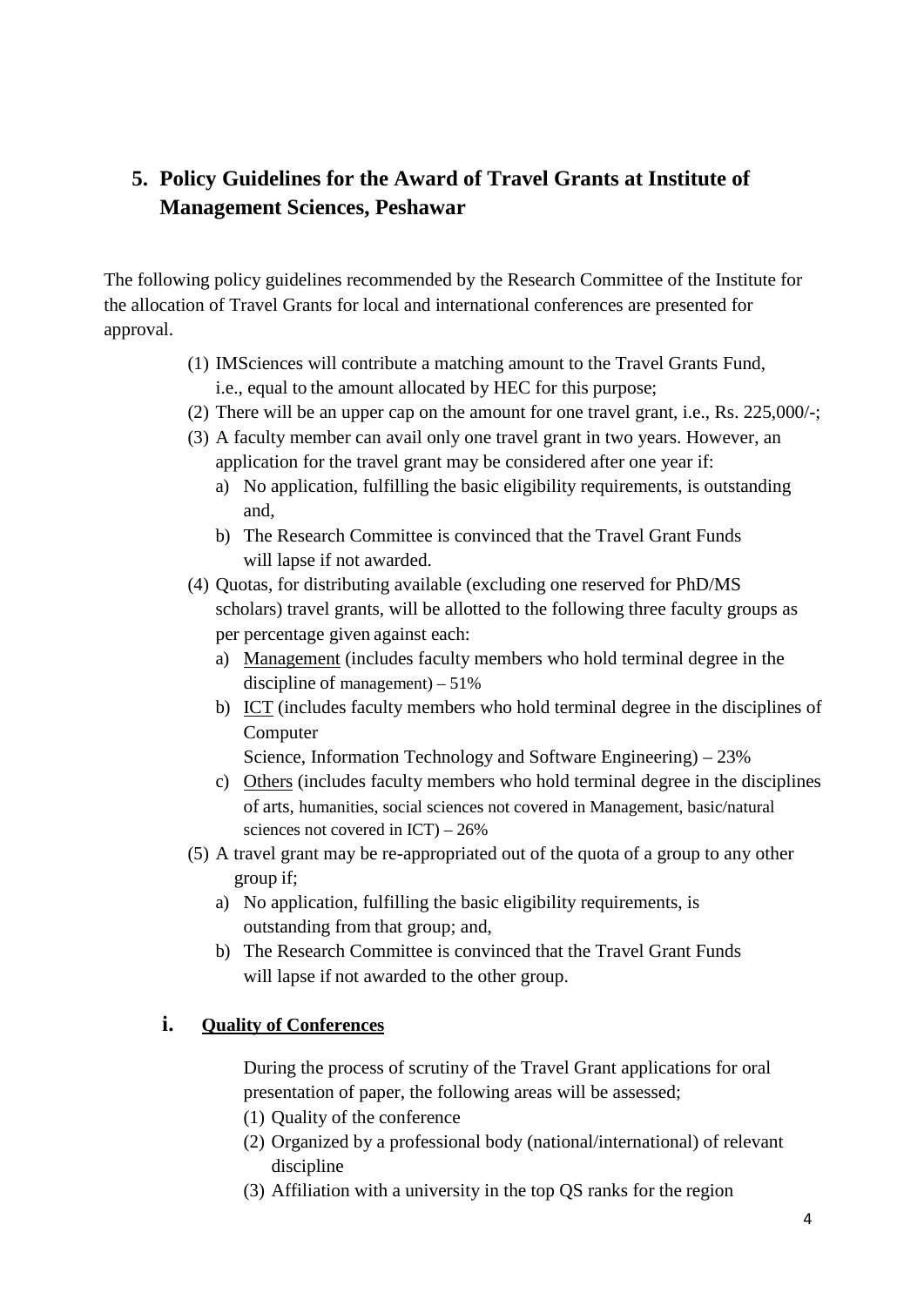## 5. Policy Guidelines for the Award of Travel Grants at Institute of Management Sciences, Peshawar

The following policy guidelines recommended by the Research Committee of the Institute for the allocation of Travel Grants for local and international conferences are presented for approval.

(1) IMSciences will contribute a matching amount to the Travel Grants Fund, i.e., equal to the amount allocated by HEC for this purpose;

(2) There will be an upper cap on the amount for one travel grant, i.e., Rs. 225,000/-;

(3) A faculty member can avail only one travel grant in two years. However, an application for the travel grant may be considered after one year if:

   a) No application, fulfilling the basic eligibility requirements, is outstanding and,
   
   b) The Research Committee is convinced that the Travel Grant Funds will lapse if not awarded.

(4) Quotas, for distributing available (excluding one reserved for PhD/MS scholars) travel grants, will be allotted to the following three faculty groups as per percentage given against each:

   a) Management (includes faculty members who hold terminal degree in the discipline of management) – 51%
   
   b) ICT (includes faculty members who hold terminal degree in the disciplines of Computer Science, Information Technology and Software Engineering) – 23%
   
   c) Others (includes faculty members who hold terminal degree in the disciplines of arts, humanities, social sciences not covered in Management, basic/natural sciences not covered in ICT) – 26%

(5) A travel grant may be re-appropriated out of the quota of a group to any other group if;

   a) No application, fulfilling the basic eligibility requirements, is outstanding from that group; and,
   
   b) The Research Committee is convinced that the Travel Grant Funds will lapse if not awarded to the other group.

### i. Quality of Conferences

During the process of scrutiny of the Travel Grant applications for oral presentation of paper, the following areas will be assessed;

(1) Quality of the conference

(2) Organized by a professional body (national/international) of relevant discipline

(3) Affiliation with a university in the top QS ranks for the region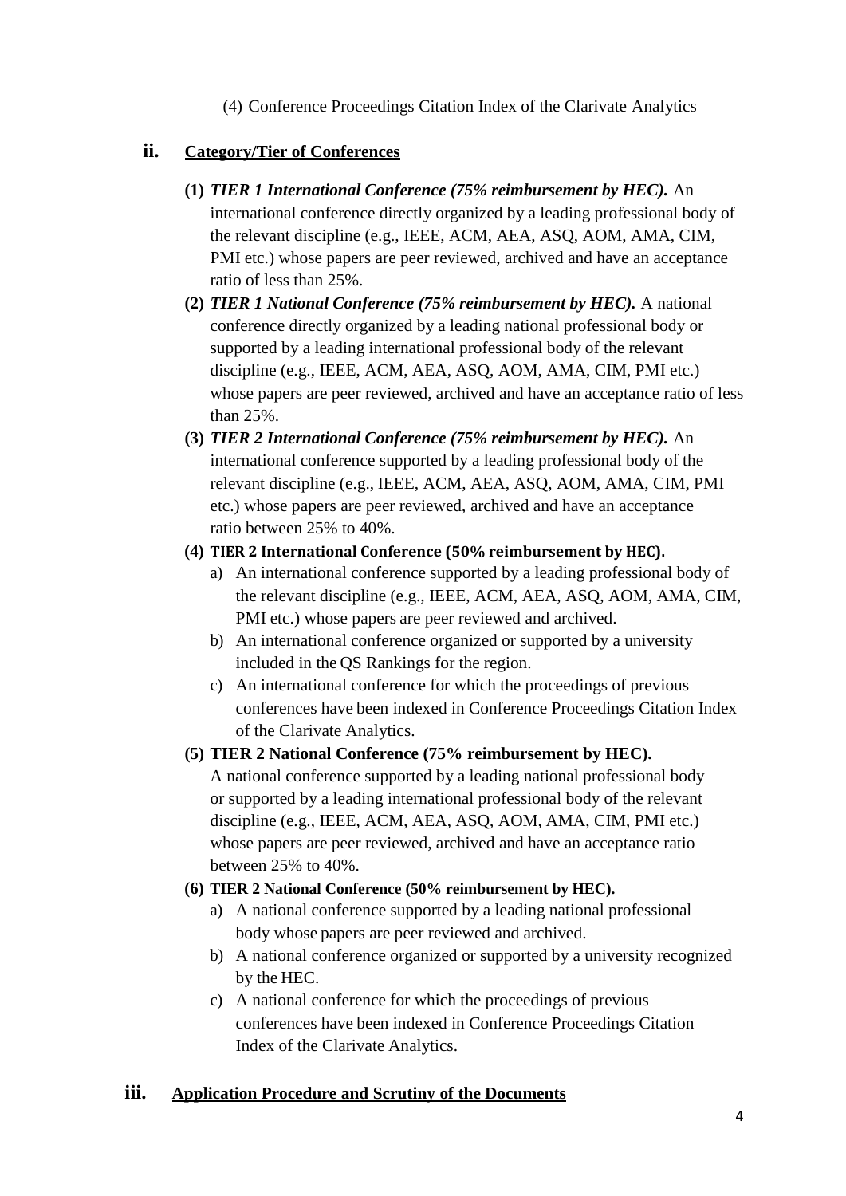(4) Conference Proceedings Citation Index of the Clarivate Analytics

### ii. Category/Tier of Conferences

**(1)** ***TIER 1 International Conference (75% reimbursement by HEC).*** An international conference directly organized by a leading professional body of the relevant discipline (e.g., IEEE, ACM, AEA, ASQ, AOM, AMA, CIM, PMI etc.) whose papers are peer reviewed, archived and have an acceptance ratio of less than 25%.

**(2)** ***TIER 1 National Conference (75% reimbursement by HEC).*** A national conference directly organized by a leading national professional body or supported by a leading international professional body of the relevant discipline (e.g., IEEE, ACM, AEA, ASQ, AOM, AMA, CIM, PMI etc.) whose papers are peer reviewed, archived and have an acceptance ratio of less than 25%.

**(3)** ***TIER 2 International Conference (75% reimbursement by HEC).*** An international conference supported by a leading professional body of the relevant discipline (e.g., IEEE, ACM, AEA, ASQ, AOM, AMA, CIM, PMI etc.) whose papers are peer reviewed, archived and have an acceptance ratio between 25% to 40%.

**(4) TIER 2 International Conference (50% reimbursement by HEC).**

a) An international conference supported by a leading professional body of the relevant discipline (e.g., IEEE, ACM, AEA, ASQ, AOM, AMA, CIM, PMI etc.) whose papers are peer reviewed and archived.

b) An international conference organized or supported by a university included in the QS Rankings for the region.

c) An international conference for which the proceedings of previous conferences have been indexed in Conference Proceedings Citation Index of the Clarivate Analytics.

**(5) TIER 2 National Conference (75% reimbursement by HEC).**

A national conference supported by a leading national professional body or supported by a leading international professional body of the relevant discipline (e.g., IEEE, ACM, AEA, ASQ, AOM, AMA, CIM, PMI etc.) whose papers are peer reviewed, archived and have an acceptance ratio between 25% to 40%.

**(6) TIER 2 National Conference (50% reimbursement by HEC).**

a) A national conference supported by a leading national professional body whose papers are peer reviewed and archived.

b) A national conference organized or supported by a university recognized by the HEC.

c) A national conference for which the proceedings of previous conferences have been indexed in Conference Proceedings Citation Index of the Clarivate Analytics.

### iii. Application Procedure and Scrutiny of the Documents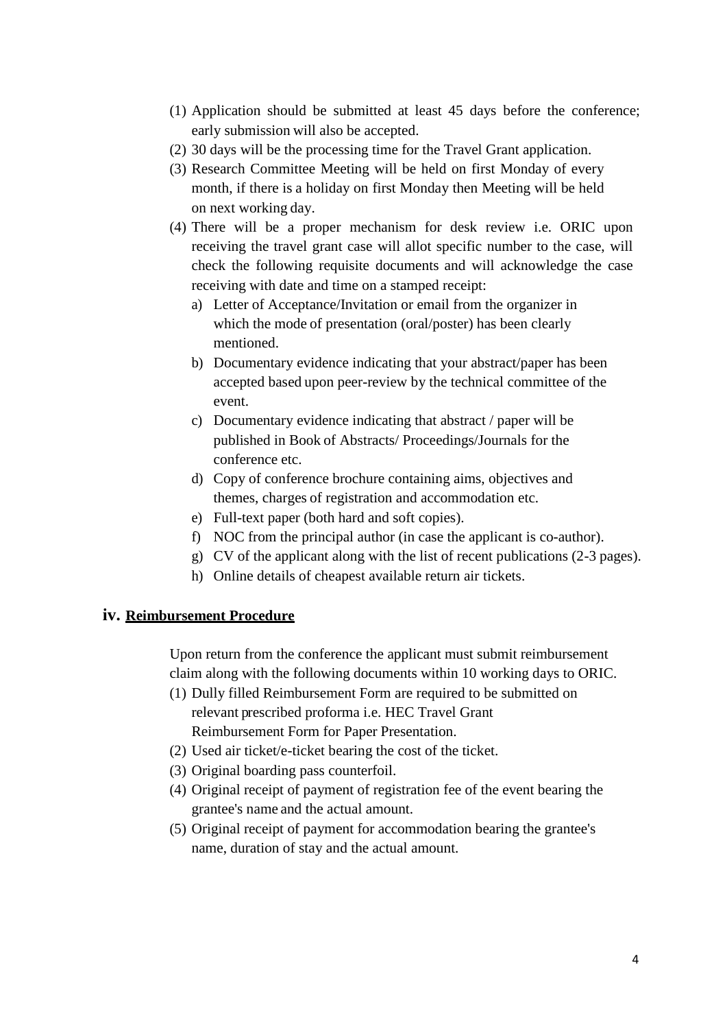(1) Application should be submitted at least 45 days before the conference; early submission will also be accepted.

(2) 30 days will be the processing time for the Travel Grant application.

(3) Research Committee Meeting will be held on first Monday of every month, if there is a holiday on first Monday then Meeting will be held on next working day.

(4) There will be a proper mechanism for desk review i.e. ORIC upon receiving the travel grant case will allot specific number to the case, will check the following requisite documents and will acknowledge the case receiving with date and time on a stamped receipt:

   a) Letter of Acceptance/Invitation or email from the organizer in which the mode of presentation (oral/poster) has been clearly mentioned.
   b) Documentary evidence indicating that your abstract/paper has been accepted based upon peer-review by the technical committee of the event.
   c) Documentary evidence indicating that abstract / paper will be published in Book of Abstracts/ Proceedings/Journals for the conference etc.
   d) Copy of conference brochure containing aims, objectives and themes, charges of registration and accommodation etc.
   e) Full-text paper (both hard and soft copies).
   f) NOC from the principal author (in case the applicant is co-author).
   g) CV of the applicant along with the list of recent publications (2-3 pages).
   h) Online details of cheapest available return air tickets.

### iv. Reimbursement Procedure

Upon return from the conference the applicant must submit reimbursement claim along with the following documents within 10 working days to ORIC.

(1) Dully filled Reimbursement Form are required to be submitted on relevant prescribed proforma i.e. HEC Travel Grant Reimbursement Form for Paper Presentation.

(2) Used air ticket/e-ticket bearing the cost of the ticket.

(3) Original boarding pass counterfoil.

(4) Original receipt of payment of registration fee of the event bearing the grantee's name and the actual amount.

(5) Original receipt of payment for accommodation bearing the grantee's name, duration of stay and the actual amount.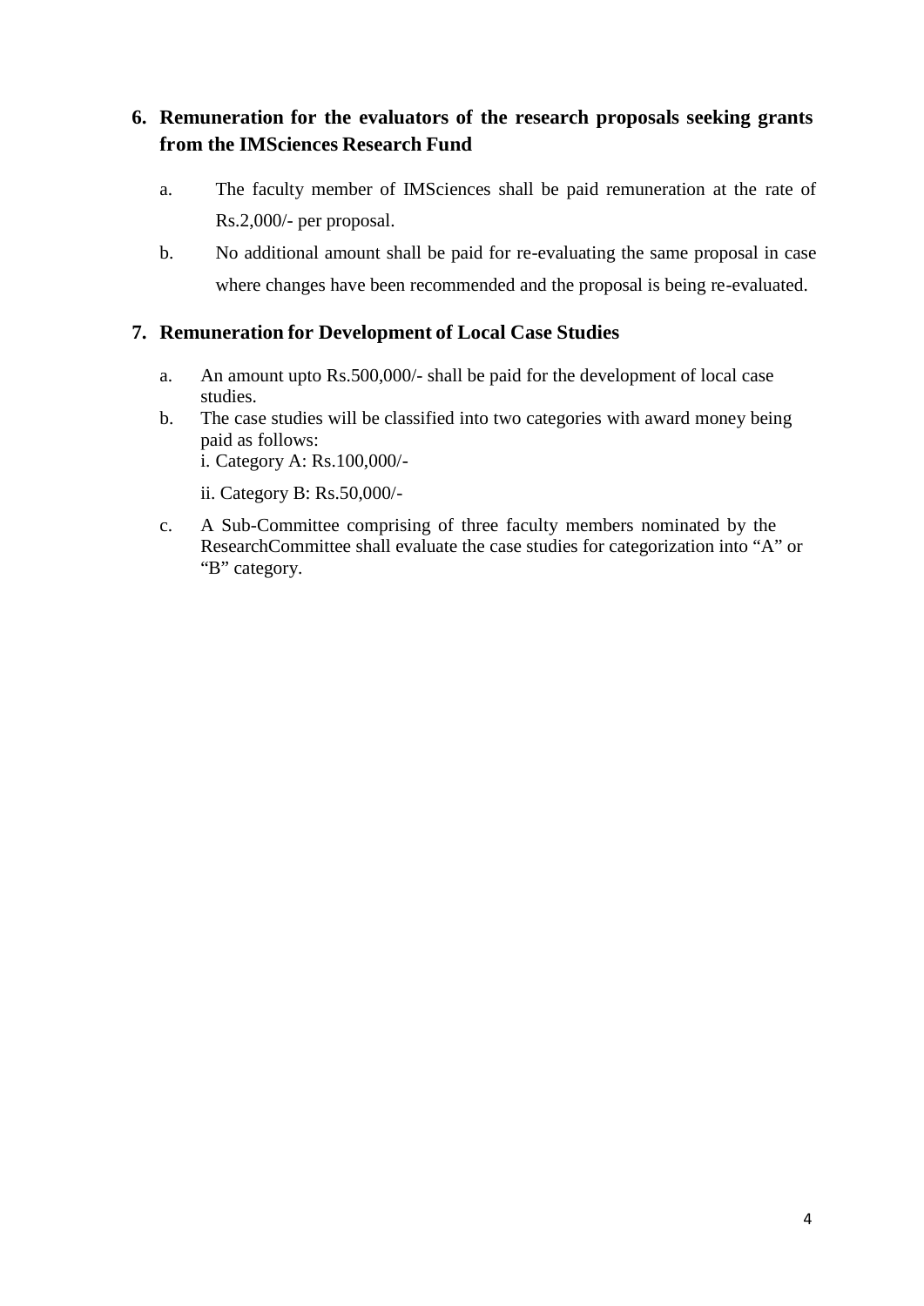## 6. Remuneration for the evaluators of the research proposals seeking grants from the IMSciences Research Fund

a. The faculty member of IMSciences shall be paid remuneration at the rate of Rs.2,000/- per proposal.

b. No additional amount shall be paid for re-evaluating the same proposal in case where changes have been recommended and the proposal is being re-evaluated.

## 7. Remuneration for Development of Local Case Studies

a. An amount upto Rs.500,000/- shall be paid for the development of local case studies.

b. The case studies will be classified into two categories with award money being paid as follows:

   i. Category A: Rs.100,000/-

   ii. Category B: Rs.50,000/-

c. A Sub-Committee comprising of three faculty members nominated by the ResearchCommittee shall evaluate the case studies for categorization into "A" or "B" category.